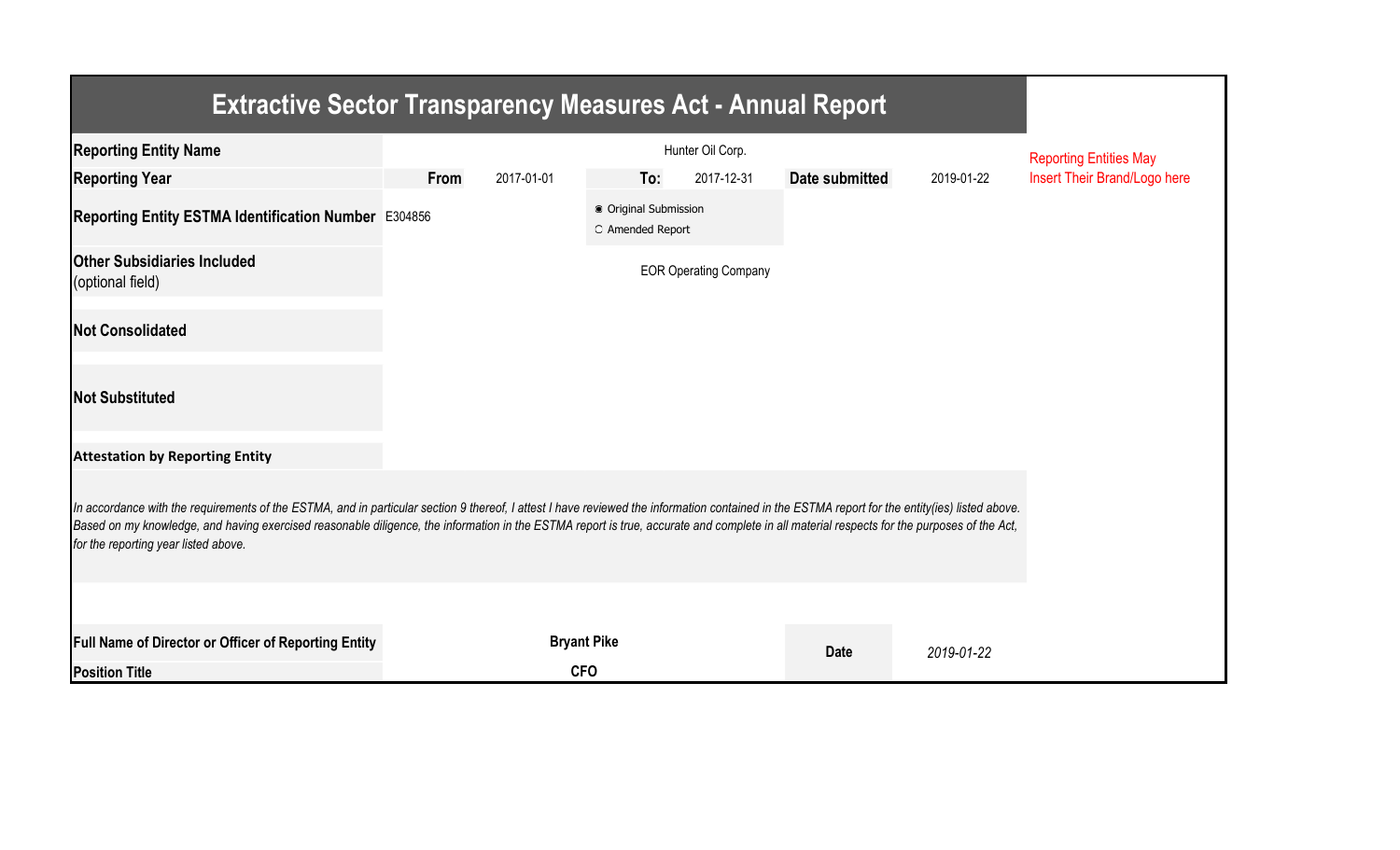# Extractive Sector Transparency Measures Act - Annual Report

| | | | | | | |
|---|---|---|---|---|---|---|
| **Reporting Entity Name** | | | Hunter Oil Corp. | | | Reporting Entities May Insert Their Brand/Logo here |
| **Reporting Year** | **From** | 2017-01-01 | **To:** 2017-12-31 | **Date submitted** | 2019-01-22 | |
| **Reporting Entity ESTMA Identification Number** | E304856 | | ◉ Original Submission ○ Amended Report | | | |
| **Other Subsidiaries Included** (optional field) | | | EOR Operating Company | | | |
| **Not Consolidated** | | | | | | |
| **Not Substituted** | | | | | | |

**Attestation by Reporting Entity**

*In accordance with the requirements of the ESTMA, and in particular section 9 thereof, I attest I have reviewed the information contained in the ESTMA report for the entity(ies) listed above. Based on my knowledge, and having exercised reasonable diligence, the information in the ESTMA report is true, accurate and complete in all material respects for the purposes of the Act, for the reporting year listed above.*

| | | | |
|---|---|---|---|
| **Full Name of Director or Officer of Reporting Entity** | **Bryant Pike** | **Date** | *2019-01-22* |
| **Position Title** | **CFO** | | |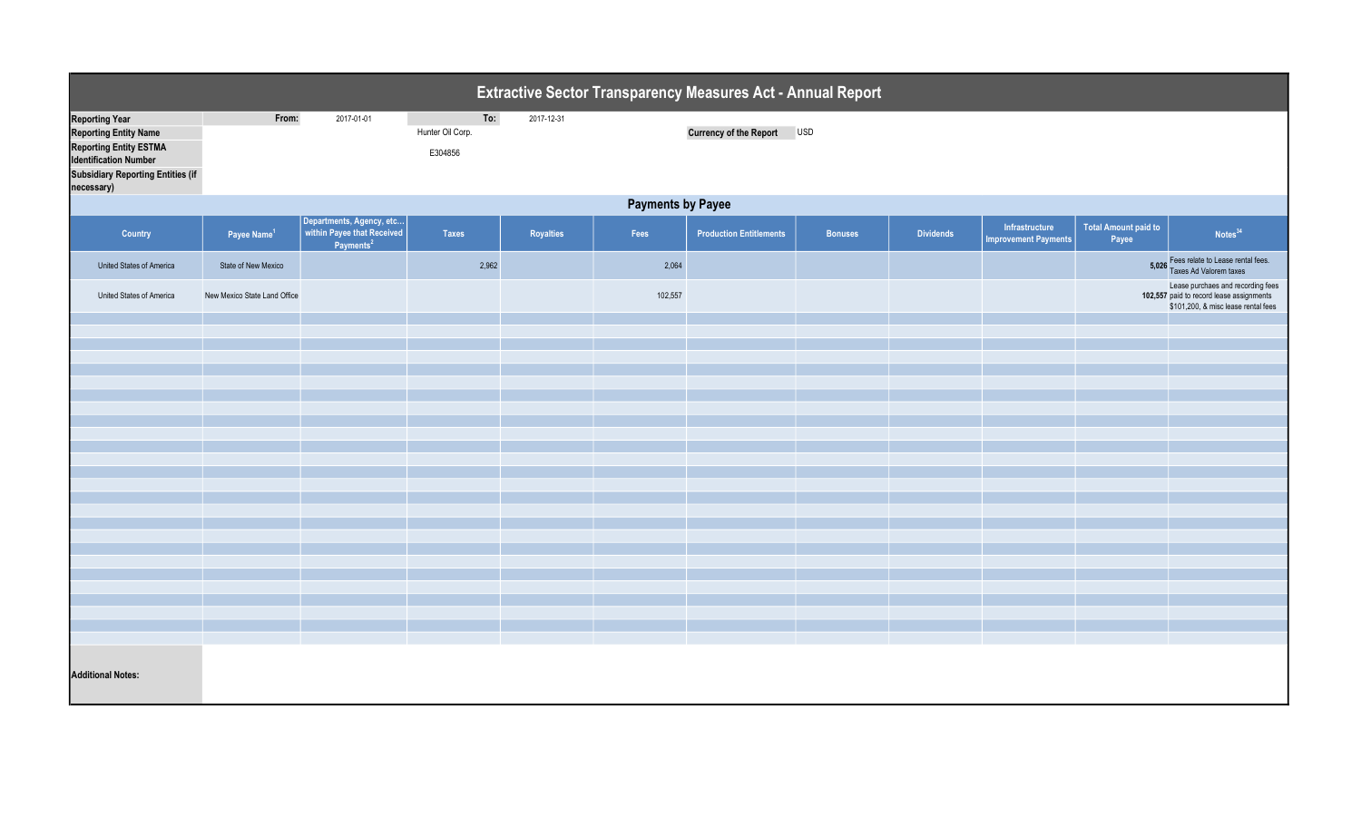# Extractive Sector Transparency Measures Act - Annual Report

| | | | | | |
|---|---|---|---|---|---|
| **Reporting Year** | From: | 2017-01-01 | To: | 2017-12-31 | |
| **Reporting Entity Name** | | | Hunter Oil Corp. | **Currency of the Report** | USD |
| **Reporting Entity ESTMA Identification Number** | | | E304856 | | |
| **Subsidiary Reporting Entities (if necessary)** | | | | | |

## Payments by Payee

| Country | Payee Name[1] | Departments, Agency, etc... within Payee that Received Payments[2] | Taxes | Royalties | Fees | Production Entitlements | Bonuses | Dividends | Infrastructure Improvement Payments | Total Amount paid to Payee | Notes[34] |
|---|---|---|---|---|---|---|---|---|---|---|---|
| United States of America | State of New Mexico | | 2,962 | | 2,064 | | | | | 5,026 | Fees relate to Lease rental fees. Taxes Ad Valorem taxes |
| United States of America | New Mexico State Land Office | | | | 102,557 | | | | | 102,557 | Lease purchaes and recording fees paid to record lease assignments $101,200, & misc lease rental fees |

**Additional Notes:**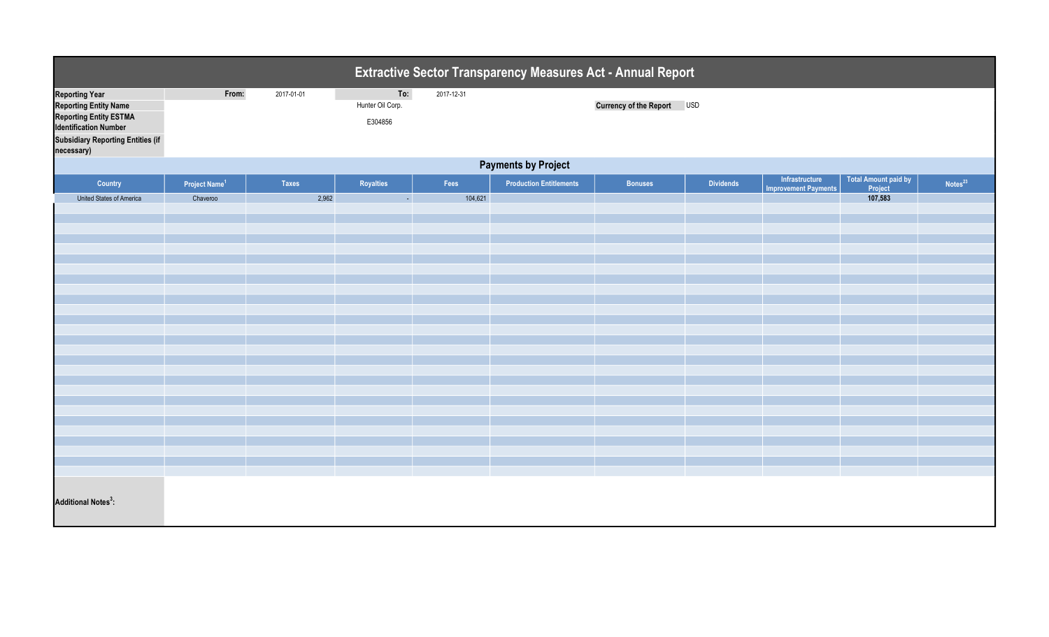# Extractive Sector Transparency Measures Act - Annual Report

| | | | | | | |
|---|---|---|---|---|---|---|
| **Reporting Year** | **From:** | 2017-01-01 | **To:** | 2017-12-31 | | |
| **Reporting Entity Name** | | | Hunter Oil Corp. | | **Currency of the Report** | USD |
| **Reporting Entity ESTMA Identification Number** | | | E304856 | | | |
| **Subsidiary Reporting Entities (if necessary)** | | | | | | |

## Payments by Project

| Country | Project Name[1] | Taxes | Royalties | Fees | Production Entitlements | Bonuses | Dividends | Infrastructure Improvement Payments | Total Amount paid by Project | Notes[23] |
|---|---|---|---|---|---|---|---|---|---|---|
| United States of America | Chaveroo | 2,962 | - | 104,621 | | | | | **107,583** | |

**Additional Notes[3]:**